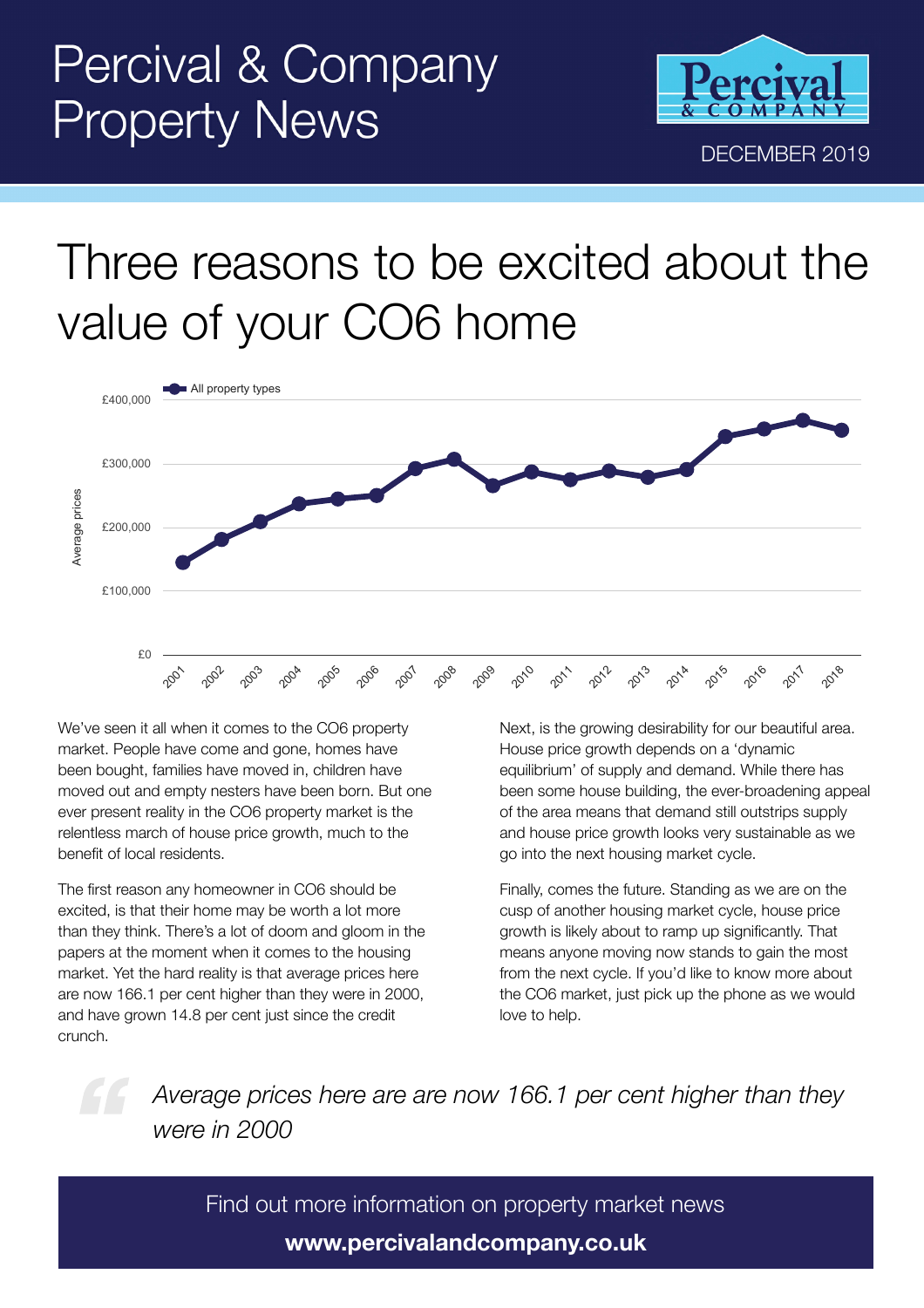# Percival & Company Property News

DECEMBER 2019

# Three reasons to be excited about the value of your CO6 home

We've seen it all when it comes to the CO6 property market. People have come and gone, homes have been bought, families have moved in, children have moved out and empty nesters have been born. But one ever present reality in the CO6 property market is the relentless march of house price growth, much to the benefit of local residents.

The first reason any homeowner in CO6 should be excited, is that their home may be worth a lot more than they think. There's a lot of doom and gloom in the papers at the moment when it comes to the housing market. Yet the hard reality is that average prices here are now 166.1 per cent higher than they were in 2000, and have grown 14.8 per cent just since the credit crunch.

Next, is the growing desirability for our beautiful area. House price growth depends on a 'dynamic equilibrium' of supply and demand. While there has been some house building, the ever-broadening appeal of the area means that demand still outstrips supply and house price growth looks very sustainable as we go into the next housing market cycle.

Finally, comes the future. Standing as we are on the cusp of another housing market cycle, house price growth is likely about to ramp up significantly. That means anyone moving now stands to gain the most from the next cycle. If you'd like to know more about the CO6 market, just pick up the phone as we would love to help.

> *Average prices here are are now 166.1 per cent higher than they were in 2000*

Find out more information on property market news

**www.percivalandcompany.co.uk**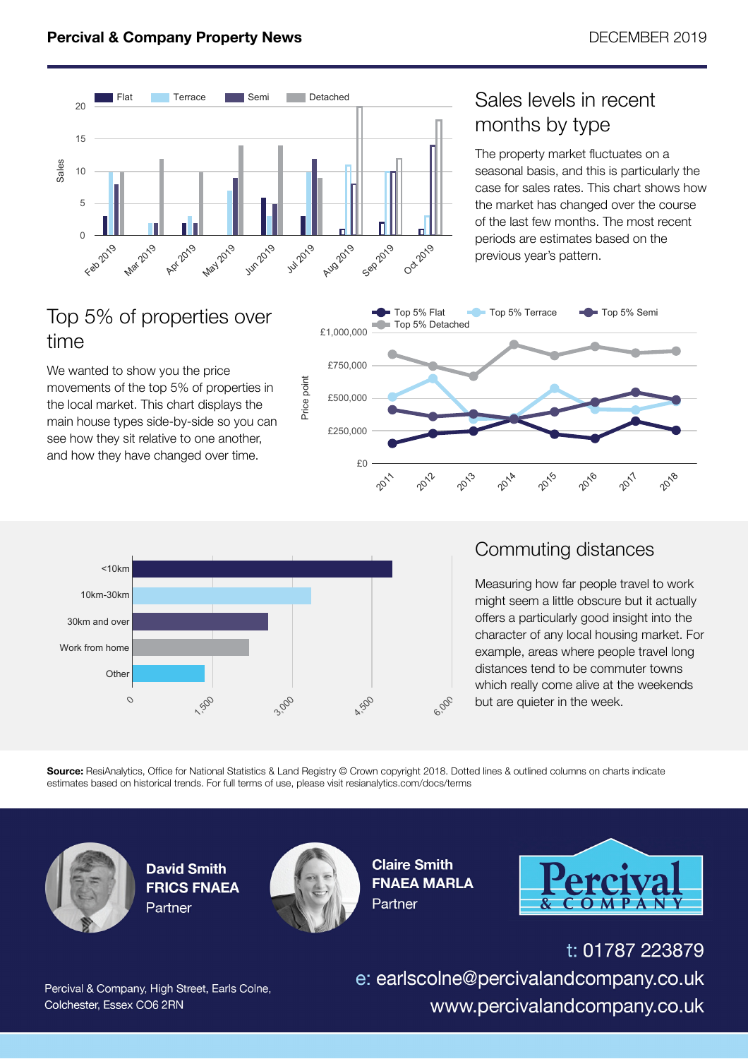## Sales levels in recent months by type

The property market fluctuates on a seasonal basis, and this is particularly the case for sales rates. This chart shows how the market has changed over the course of the last few months. The most recent periods are estimates based on the previous year's pattern.

Flat
Terrace
Semi
Detached

Sales

20
15
10
5
0

Feb 2019
Mar 2019
Apr 2019
May 2019
Jun 2019
Jul 2019
Aug 2019
Sep 2019
Oct 2019

## Top 5% of properties over time

We wanted to show you the price movements of the top 5% of properties in the local market. This chart displays the main house types side-by-side so you can see how they sit relative to one another, and how they have changed over time.

Top 5% Flat
Top 5% Terrace
Top 5% Semi
Top 5% Detached

Price point

£1,000,000
£750,000
£500,000
£250,000
£0

2011
2012
2013
2014
2015
2016
2017
2018

## Commuting distances

Measuring how far people travel to work might seem a little obscure but it actually offers a particularly good insight into the character of any local housing market. For example, areas where people travel long distances tend to be commuter towns which really come alive at the weekends but are quieter in the week.

<10km
10km-30km
30km and over
Work from home
Other

0
1,500
3,000
4,500
6,000

**Source:** ResiAnalytics, Office for National Statistics & Land Registry © Crown copyright 2018. Dotted lines & outlined columns on charts indicate estimates based on historical trends. For full terms of use, please visit resianalytics.com/docs/terms

**David Smith**
**FRICS FNAEA**
Partner

**Claire Smith**
**FNAEA MARLA**
Partner

Percival & Company

Percival & Company, High Street, Earls Colne, Colchester, Essex CO6 2RN

t: 01787 223879
e: earlscolne@percivalandcompany.co.uk
www.percivalandcompany.co.uk